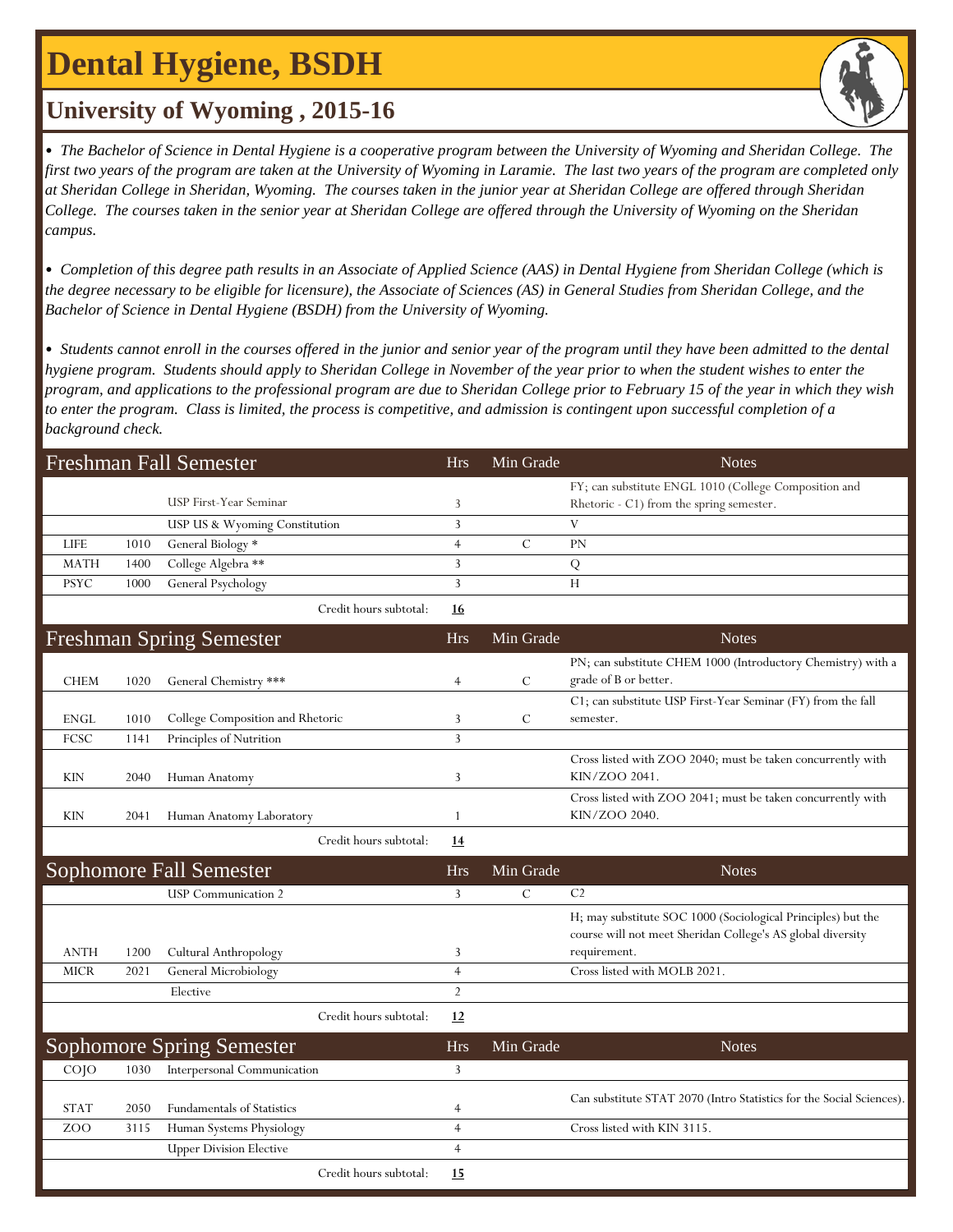# Dental Hygiene, BSDH

## University of Wyoming , 2015-16

*• The Bachelor of Science in Dental Hygiene is a cooperative program between the University of Wyoming and Sheridan College. The first two years of the program are taken at the University of Wyoming in Laramie. The last two years of the program are completed only at Sheridan College in Sheridan, Wyoming. The courses taken in the junior year at Sheridan College are offered through Sheridan College. The courses taken in the senior year at Sheridan College are offered through the University of Wyoming on the Sheridan campus.*

*• Completion of this degree path results in an Associate of Applied Science (AAS) in Dental Hygiene from Sheridan College (which is the degree necessary to be eligible for licensure), the Associate of Sciences (AS) in General Studies from Sheridan College, and the Bachelor of Science in Dental Hygiene (BSDH) from the University of Wyoming.*

*• Students cannot enroll in the courses offered in the junior and senior year of the program until they have been admitted to the dental hygiene program. Students should apply to Sheridan College in November of the year prior to when the student wishes to enter the program, and applications to the professional program are due to Sheridan College prior to February 15 of the year in which they wish to enter the program. Class is limited, the process is competitive, and admission is contingent upon successful completion of a background check.*

| Freshman Fall Semester | | | Hrs | Min Grade | Notes |
|---|---|---|---|---|---|
| | | USP First-Year Seminar | 3 | | FY; can substitute ENGL 1010 (College Composition and Rhetoric - C1) from the spring semester. |
| | | USP US & Wyoming Constitution | 3 | | V |
| LIFE | 1010 | General Biology * | 4 | C | PN |
| MATH | 1400 | College Algebra ** | 3 | | Q |
| PSYC | 1000 | General Psychology | 3 | | H |
| | | Credit hours subtotal: | **16** | | |

| Freshman Spring Semester | | | Hrs | Min Grade | Notes |
|---|---|---|---|---|---|
| CHEM | 1020 | General Chemistry *** | 4 | C | PN; can substitute CHEM 1000 (Introductory Chemistry) with a grade of B or better. |
| ENGL | 1010 | College Composition and Rhetoric | 3 | C | C1; can substitute USP First-Year Seminar (FY) from the fall semester. |
| FCSC | 1141 | Principles of Nutrition | 3 | | |
| KIN | 2040 | Human Anatomy | 3 | | Cross listed with ZOO 2040; must be taken concurrently with KIN/ZOO 2041. |
| KIN | 2041 | Human Anatomy Laboratory | 1 | | Cross listed with ZOO 2041; must be taken concurrently with KIN/ZOO 2040. |
| | | Credit hours subtotal: | **14** | | |

| Sophomore Fall Semester | | | Hrs | Min Grade | Notes |
|---|---|---|---|---|---|
| | | USP Communication 2 | 3 | C | C2 |
| ANTH | 1200 | Cultural Anthropology | 3 | | H; may substitute SOC 1000 (Sociological Principles) but the course will not meet Sheridan College's AS global diversity requirement. |
| MICR | 2021 | General Microbiology | 4 | | Cross listed with MOLB 2021. |
| | | Elective | 2 | | |
| | | Credit hours subtotal: | **12** | | |

| Sophomore Spring Semester | | | Hrs | Min Grade | Notes |
|---|---|---|---|---|---|
| COJO | 1030 | Interpersonal Communication | 3 | | |
| STAT | 2050 | Fundamentals of Statistics | 4 | | Can substitute STAT 2070 (Intro Statistics for the Social Sciences). |
| ZOO | 3115 | Human Systems Physiology | 4 | | Cross listed with KIN 3115. |
| | | Upper Division Elective | 4 | | |
| | | Credit hours subtotal: | **15** | | |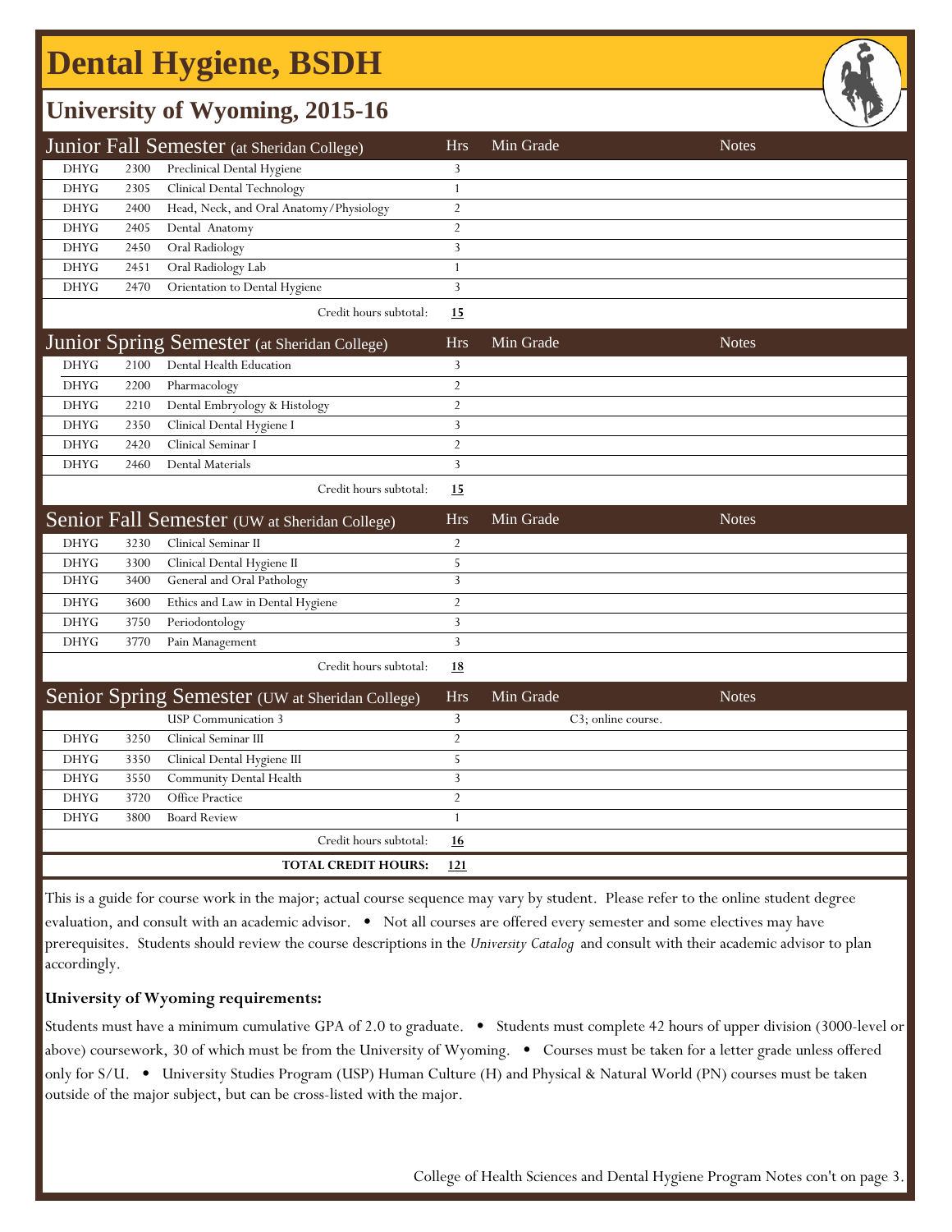# Dental Hygiene, BSDH

## University of Wyoming, 2015-16

| Junior Fall Semester (at Sheridan College) | | | Hrs | Min Grade | Notes |
|---|---|---|---|---|---|
| DHYG | 2300 | Preclinical Dental Hygiene | 3 | | |
| DHYG | 2305 | Clinical Dental Technology | 1 | | |
| DHYG | 2400 | Head, Neck, and Oral Anatomy/Physiology | 2 | | |
| DHYG | 2405 | Dental Anatomy | 2 | | |
| DHYG | 2450 | Oral Radiology | 3 | | |
| DHYG | 2451 | Oral Radiology Lab | 1 | | |
| DHYG | 2470 | Orientation to Dental Hygiene | 3 | | |
| | | Credit hours subtotal: | **15** | | |

| Junior Spring Semester (at Sheridan College) | | | Hrs | Min Grade | Notes |
|---|---|---|---|---|---|
| DHYG | 2100 | Dental Health Education | 3 | | |
| DHYG | 2200 | Pharmacology | 2 | | |
| DHYG | 2210 | Dental Embryology & Histology | 2 | | |
| DHYG | 2350 | Clinical Dental Hygiene I | 3 | | |
| DHYG | 2420 | Clinical Seminar I | 2 | | |
| DHYG | 2460 | Dental Materials | 3 | | |
| | | Credit hours subtotal: | **15** | | |

| Senior Fall Semester (UW at Sheridan College) | | | Hrs | Min Grade | Notes |
|---|---|---|---|---|---|
| DHYG | 3230 | Clinical Seminar II | 2 | | |
| DHYG | 3300 | Clinical Dental Hygiene II | 5 | | |
| DHYG | 3400 | General and Oral Pathology | 3 | | |
| DHYG | 3600 | Ethics and Law in Dental Hygiene | 2 | | |
| DHYG | 3750 | Periodontology | 3 | | |
| DHYG | 3770 | Pain Management | 3 | | |
| | | Credit hours subtotal: | **18** | | |

| Senior Spring Semester (UW at Sheridan College) | | | Hrs | Min Grade | Notes |
|---|---|---|---|---|---|
| | | USP Communication 3 | 3 | | C3; online course. |
| DHYG | 3250 | Clinical Seminar III | 2 | | |
| DHYG | 3350 | Clinical Dental Hygiene III | 5 | | |
| DHYG | 3550 | Community Dental Health | 3 | | |
| DHYG | 3720 | Office Practice | 2 | | |
| DHYG | 3800 | Board Review | 1 | | |
| | | Credit hours subtotal: | **16** | | |
| | | **TOTAL CREDIT HOURS:** | **121** | | |

This is a guide for course work in the major; actual course sequence may vary by student. Please refer to the online student degree evaluation, and consult with an academic advisor. • Not all courses are offered every semester and some electives may have prerequisites. Students should review the course descriptions in the *University Catalog* and consult with their academic advisor to plan accordingly.

**University of Wyoming requirements:**

Students must have a minimum cumulative GPA of 2.0 to graduate. • Students must complete 42 hours of upper division (3000-level or above) coursework, 30 of which must be from the University of Wyoming. • Courses must be taken for a letter grade unless offered only for S/U. • University Studies Program (USP) Human Culture (H) and Physical & Natural World (PN) courses must be taken outside of the major subject, but can be cross-listed with the major.

College of Health Sciences and Dental Hygiene Program Notes con't on page 3.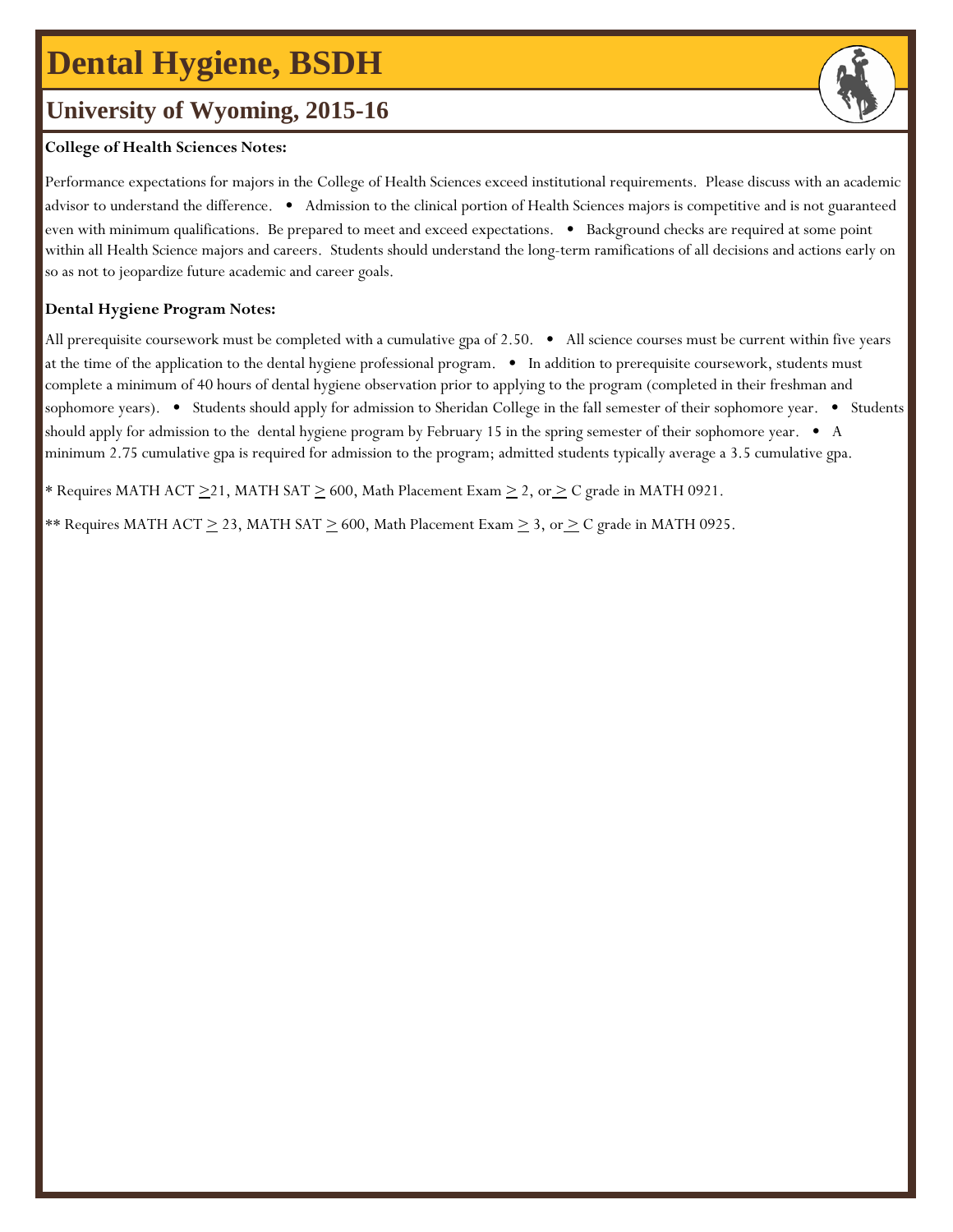# Dental Hygiene, BSDH

## University of Wyoming, 2015-16

**College of Health Sciences Notes:**

Performance expectations for majors in the College of Health Sciences exceed institutional requirements. Please discuss with an academic advisor to understand the difference. • Admission to the clinical portion of Health Sciences majors is competitive and is not guaranteed even with minimum qualifications. Be prepared to meet and exceed expectations. • Background checks are required at some point within all Health Science majors and careers. Students should understand the long-term ramifications of all decisions and actions early on so as not to jeopardize future academic and career goals.

**Dental Hygiene Program Notes:**

All prerequisite coursework must be completed with a cumulative gpa of 2.50. • All science courses must be current within five years at the time of the application to the dental hygiene professional program. • In addition to prerequisite coursework, students must complete a minimum of 40 hours of dental hygiene observation prior to applying to the program (completed in their freshman and sophomore years). • Students should apply for admission to Sheridan College in the fall semester of their sophomore year. • Students should apply for admission to the dental hygiene program by February 15 in the spring semester of their sophomore year. • A minimum 2.75 cumulative gpa is required for admission to the program; admitted students typically average a 3.5 cumulative gpa.

* Requires MATH ACT ≥21, MATH SAT ≥ 600, Math Placement Exam ≥ 2, or ≥ C grade in MATH 0921.

** Requires MATH ACT ≥ 23, MATH SAT ≥ 600, Math Placement Exam ≥ 3, or ≥ C grade in MATH 0925.